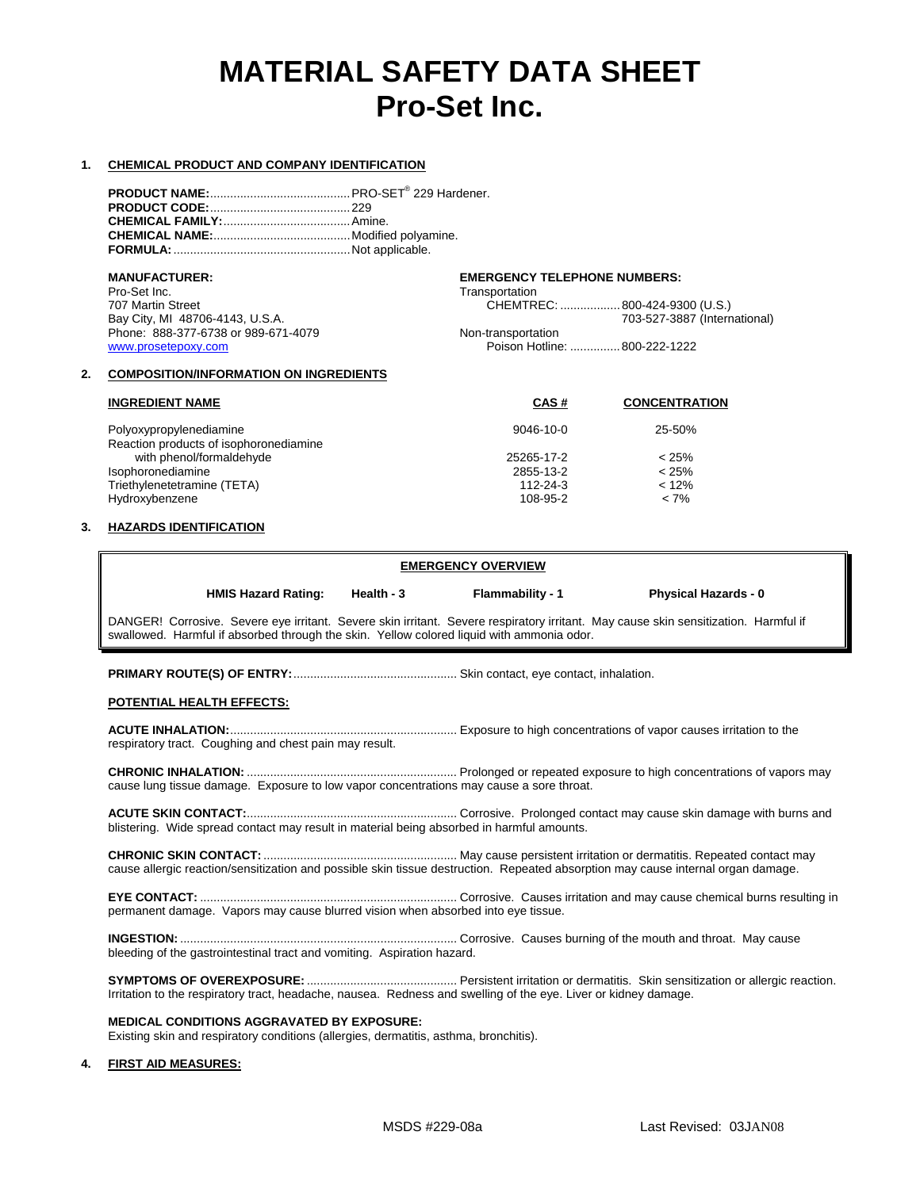# MATERIAL SAFETY DATA SHEET
# Pro-Set Inc.

## 1. CHEMICAL PRODUCT AND COMPANY IDENTIFICATION

**PRODUCT NAME:**.......................................... PRO-SET® 229 Hardener.
**PRODUCT CODE:**.......................................... 229
**CHEMICAL FAMILY:**...................................... Amine.
**CHEMICAL NAME:**........................................ Modified polyamine.
**FORMULA:**.................................................... Not applicable.

**MANUFACTURER:**
Pro-Set Inc.
707 Martin Street
Bay City, MI 48706-4143, U.S.A.
Phone: 888-377-6738 or 989-671-4079
www.prosetepoxy.com

**EMERGENCY TELEPHONE NUMBERS:**
Transportation
CHEMTREC: ................. 800-424-9300 (U.S.)
703-527-3887 (International)
Non-transportation
Poison Hotline: ............... 800-222-1222

## 2. COMPOSITION/INFORMATION ON INGREDIENTS

| INGREDIENT NAME | CAS # | CONCENTRATION |
|---|---|---|
| Polyoxypropylenediamine | 9046-10-0 | 25-50% |
| Reaction products of isophoronediamine with phenol/formaldehyde | 25265-17-2 | < 25% |
| Isophoronediamine | 2855-13-2 | < 25% |
| Triethylenetetramine (TETA) | 112-24-3 | < 12% |
| Hydroxybenzene | 108-95-2 | < 7% |

## 3. HAZARDS IDENTIFICATION

**EMERGENCY OVERVIEW**

**HMIS Hazard Rating:** **Health - 3** **Flammability - 1** **Physical Hazards - 0**

DANGER! Corrosive. Severe eye irritant. Severe skin irritant. Severe respiratory irritant. May cause skin sensitization. Harmful if swallowed. Harmful if absorbed through the skin. Yellow colored liquid with ammonia odor.

**PRIMARY ROUTE(S) OF ENTRY:**................................................ Skin contact, eye contact, inhalation.

**POTENTIAL HEALTH EFFECTS:**

**ACUTE INHALATION:**.................................................................... Exposure to high concentrations of vapor causes irritation to the respiratory tract. Coughing and chest pain may result.

**CHRONIC INHALATION:** ............................................................... Prolonged or repeated exposure to high concentrations of vapors may cause lung tissue damage. Exposure to low vapor concentrations may cause a sore throat.

**ACUTE SKIN CONTACT:**............................................................... Corrosive. Prolonged contact may cause skin damage with burns and blistering. Wide spread contact may result in material being absorbed in harmful amounts.

**CHRONIC SKIN CONTACT:** .......................................................... May cause persistent irritation or dermatitis. Repeated contact may cause allergic reaction/sensitization and possible skin tissue destruction. Repeated absorption may cause internal organ damage.

**EYE CONTACT:** ............................................................................ Corrosive. Causes irritation and may cause chemical burns resulting in permanent damage. Vapors may cause blurred vision when absorbed into eye tissue.

**INGESTION:** .................................................................................. Corrosive. Causes burning of the mouth and throat. May cause bleeding of the gastrointestinal tract and vomiting. Aspiration hazard.

**SYMPTOMS OF OVEREXPOSURE:** ............................................. Persistent irritation or dermatitis. Skin sensitization or allergic reaction. Irritation to the respiratory tract, headache, nausea. Redness and swelling of the eye. Liver or kidney damage.

**MEDICAL CONDITIONS AGGRAVATED BY EXPOSURE:**
Existing skin and respiratory conditions (allergies, dermatitis, asthma, bronchitis).

## 4. FIRST AID MEASURES:

MSDS #229-08a    Last Revised: 03JAN08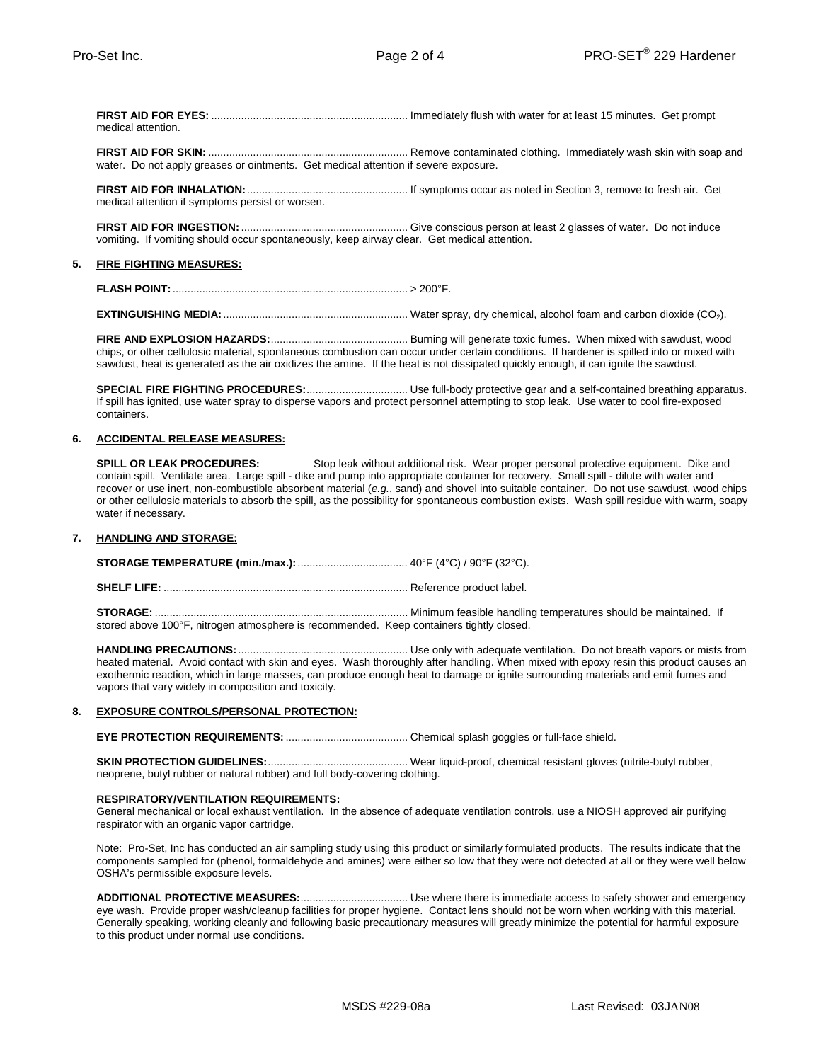**FIRST AID FOR EYES:** .................................................................. Immediately flush with water for at least 15 minutes. Get prompt medical attention.

**FIRST AID FOR SKIN:** .................................................................. Remove contaminated clothing. Immediately wash skin with soap and water. Do not apply greases or ointments. Get medical attention if severe exposure.

**FIRST AID FOR INHALATION:** ..................................................... If symptoms occur as noted in Section 3, remove to fresh air. Get medical attention if symptoms persist or worsen.

**FIRST AID FOR INGESTION:** ....................................................... Give conscious person at least 2 glasses of water. Do not induce vomiting. If vomiting should occur spontaneously, keep airway clear. Get medical attention.

## 5. FIRE FIGHTING MEASURES:

**FLASH POINT:** .............................................................................. > 200°F.

**EXTINGUISHING MEDIA:** ............................................................. Water spray, dry chemical, alcohol foam and carbon dioxide ($CO_2$).

**FIRE AND EXPLOSION HAZARDS:** .............................................. Burning will generate toxic fumes. When mixed with sawdust, wood chips, or other cellulosic material, spontaneous combustion can occur under certain conditions. If hardener is spilled into or mixed with sawdust, heat is generated as the air oxidizes the amine. If the heat is not dissipated quickly enough, it can ignite the sawdust.

**SPECIAL FIRE FIGHTING PROCEDURES:** .................................. Use full-body protective gear and a self-contained breathing apparatus. If spill has ignited, use water spray to disperse vapors and protect personnel attempting to stop leak. Use water to cool fire-exposed containers.

## 6. ACCIDENTAL RELEASE MEASURES:

**SPILL OR LEAK PROCEDURES:** Stop leak without additional risk. Wear proper personal protective equipment. Dike and contain spill. Ventilate area. Large spill - dike and pump into appropriate container for recovery. Small spill - dilute with water and recover or use inert, non-combustible absorbent material (*e.g.*, sand) and shovel into suitable container. Do not use sawdust, wood chips or other cellulosic materials to absorb the spill, as the possibility for spontaneous combustion exists. Wash spill residue with warm, soapy water if necessary.

## 7. HANDLING AND STORAGE:

**STORAGE TEMPERATURE (min./max.):** .................................... 40°F (4°C) / 90°F (32°C).

**SHELF LIFE:** .................................................................................. Reference product label.

**STORAGE:** ..................................................................................... Minimum feasible handling temperatures should be maintained. If stored above 100°F, nitrogen atmosphere is recommended. Keep containers tightly closed.

**HANDLING PRECAUTIONS:** ......................................................... Use only with adequate ventilation. Do not breath vapors or mists from heated material. Avoid contact with skin and eyes. Wash thoroughly after handling. When mixed with epoxy resin this product causes an exothermic reaction, which in large masses, can produce enough heat to damage or ignite surrounding materials and emit fumes and vapors that vary widely in composition and toxicity.

## 8. EXPOSURE CONTROLS/PERSONAL PROTECTION:

**EYE PROTECTION REQUIREMENTS:** ......................................... Chemical splash goggles or full-face shield.

**SKIN PROTECTION GUIDELINES:** ............................................... Wear liquid-proof, chemical resistant gloves (nitrile-butyl rubber, neoprene, butyl rubber or natural rubber) and full body-covering clothing.

**RESPIRATORY/VENTILATION REQUIREMENTS:**
General mechanical or local exhaust ventilation. In the absence of adequate ventilation controls, use a NIOSH approved air purifying respirator with an organic vapor cartridge.

Note: Pro-Set, Inc has conducted an air sampling study using this product or similarly formulated products. The results indicate that the components sampled for (phenol, formaldehyde and amines) were either so low that they were not detected at all or they were well below OSHA's permissible exposure levels.

**ADDITIONAL PROTECTIVE MEASURES:** .................................... Use where there is immediate access to safety shower and emergency eye wash. Provide proper wash/cleanup facilities for proper hygiene. Contact lens should not be worn when working with this material. Generally speaking, working cleanly and following basic precautionary measures will greatly minimize the potential for harmful exposure to this product under normal use conditions.

MSDS #229-08a Last Revised: 03JAN08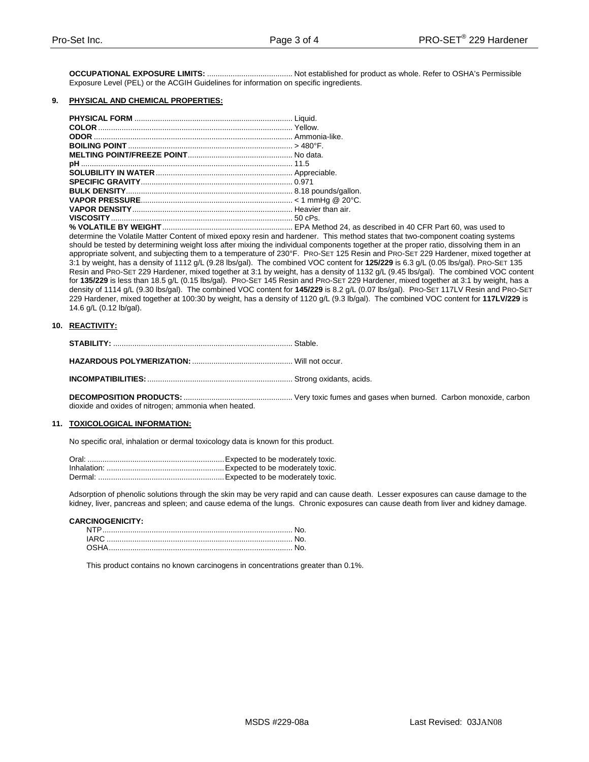**OCCUPATIONAL EXPOSURE LIMITS:** ........................................ Not established for product as whole. Refer to OSHA's Permissible Exposure Level (PEL) or the ACGIH Guidelines for information on specific ingredients.

## 9. PHYSICAL AND CHEMICAL PROPERTIES:

**PHYSICAL FORM** ........................................................................ Liquid.
**COLOR** ........................................................................................ Yellow.
**ODOR** .......................................................................................... Ammonia-like.
**BOILING POINT** ........................................................................ > 480°F.
**MELTING POINT/FREEZE POINT** ................................................ No data.
**pH** ................................................................................................ 11.5
**SOLUBILITY IN WATER** ............................................................... Appreciable.
**SPECIFIC GRAVITY** ..................................................................... 0.971
**BULK DENSITY** ........................................................................... 8.18 pounds/gallon.
**VAPOR PRESSURE** ..................................................................... < 1 mmHg @ 20°C.
**VAPOR DENSITY** ......................................................................... Heavier than air.
**VISCOSITY** .................................................................................... 50 cPs.
**% VOLATILE BY WEIGHT** ........................................................... EPA Method 24, as described in 40 CFR Part 60, was used to determine the Volatile Matter Content of mixed epoxy resin and hardener. This method states that two-component coating systems should be tested by determining weight loss after mixing the individual components together at the proper ratio, dissolving them in an appropriate solvent, and subjecting them to a temperature of 230°F. PRO-SET 125 Resin and PRO-SET 229 Hardener, mixed together at 3:1 by weight, has a density of 1112 g/L (9.28 lbs/gal). The combined VOC content for **125/229** is 6.3 g/L (0.05 lbs/gal). PRO-SET 135 Resin and PRO-SET 229 Hardener, mixed together at 3:1 by weight, has a density of 1132 g/L (9.45 lbs/gal). The combined VOC content for **135/229** is less than 18.5 g/L (0.15 lbs/gal). PRO-SET 145 Resin and PRO-SET 229 Hardener, mixed together at 3:1 by weight, has a density of 1114 g/L (9.30 lbs/gal). The combined VOC content for **145/229** is 8.2 g/L (0.07 lbs/gal). PRO-SET 117LV Resin and PRO-SET 229 Hardener, mixed together at 100:30 by weight, has a density of 1120 g/L (9.3 lb/gal). The combined VOC content for **117LV/229** is 14.6 g/L (0.12 lb/gal).

## 10. REACTIVITY:

**STABILITY:** .................................................................................... Stable.

**HAZARDOUS POLYMERIZATION:** ............................................... Will not occur.

**INCOMPATIBILITIES:** .................................................................... Strong oxidants, acids.

**DECOMPOSITION PRODUCTS:** .................................................. Very toxic fumes and gases when burned. Carbon monoxide, carbon dioxide and oxides of nitrogen; ammonia when heated.

## 11. TOXICOLOGICAL INFORMATION:

No specific oral, inhalation or dermal toxicology data is known for this product.

Oral: ................................................................ Expected to be moderately toxic.
Inhalation: ....................................................... Expected to be moderately toxic.
Dermal: ........................................................... Expected to be moderately toxic.

Adsorption of phenolic solutions through the skin may be very rapid and can cause death. Lesser exposures can cause damage to the kidney, liver, pancreas and spleen; and cause edema of the lungs. Chronic exposures can cause death from liver and kidney damage.

**CARCINOGENICITY:**

NTP ......................................................................................... No.
IARC ....................................................................................... No.
OSHA ...................................................................................... No.

This product contains no known carcinogens in concentrations greater than 0.1%.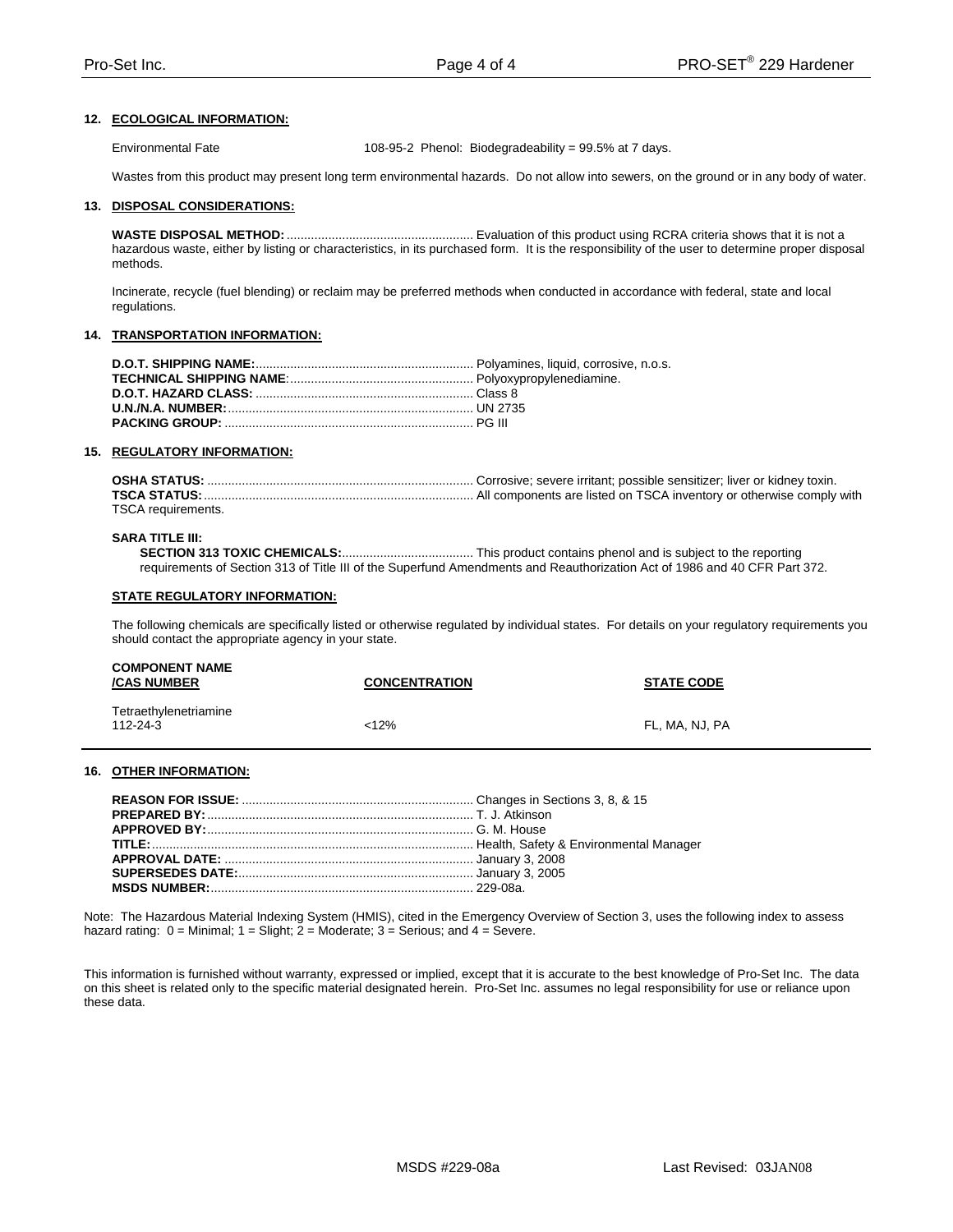## 12. ECOLOGICAL INFORMATION:

Environmental Fate — 108-95-2 Phenol: Biodegradeability = 99.5% at 7 days.

Wastes from this product may present long term environmental hazards. Do not allow into sewers, on the ground or in any body of water.

## 13. DISPOSAL CONSIDERATIONS:

**WASTE DISPOSAL METHOD:**...................................................... Evaluation of this product using RCRA criteria shows that it is not a hazardous waste, either by listing or characteristics, in its purchased form. It is the responsibility of the user to determine proper disposal methods.

Incinerate, recycle (fuel blending) or reclaim may be preferred methods when conducted in accordance with federal, state and local regulations.

## 14. TRANSPORTATION INFORMATION:

**D.O.T. SHIPPING NAME:**.............................................................. Polyamines, liquid, corrosive, n.o.s.
**TECHNICAL SHIPPING NAME**:.................................................... Polyoxypropylenediamine.
**D.O.T. HAZARD CLASS:** .............................................................. Class 8
**U.N./N.A. NUMBER:**...................................................................... UN 2735
**PACKING GROUP:** ....................................................................... PG III

## 15. REGULATORY INFORMATION:

**OSHA STATUS:** ........................................................................... Corrosive; severe irritant; possible sensitizer; liver or kidney toxin.
**TSCA STATUS:**............................................................................ All components are listed on TSCA inventory or otherwise comply with TSCA requirements.

**SARA TITLE III:**
**SECTION 313 TOXIC CHEMICALS:**...................................... This product contains phenol and is subject to the reporting requirements of Section 313 of Title III of the Superfund Amendments and Reauthorization Act of 1986 and 40 CFR Part 372.

**STATE REGULATORY INFORMATION:**

The following chemicals are specifically listed or otherwise regulated by individual states. For details on your regulatory requirements you should contact the appropriate agency in your state.

| COMPONENT NAME /CAS NUMBER | CONCENTRATION | STATE CODE |
|---|---|---|
| Tetraethylenetriamine 112-24-3 | <12% | FL, MA, NJ, PA |

## 16. OTHER INFORMATION:

**REASON FOR ISSUE:** .................................................................. Changes in Sections 3, 8, & 15
**PREPARED BY:**............................................................................ T. J. Atkinson
**APPROVED BY:**............................................................................ G. M. House
**TITLE:**............................................................................................ Health, Safety & Environmental Manager
**APPROVAL DATE:** ........................................................................ January 3, 2008
**SUPERSEDES DATE:**.................................................................... January 3, 2005
**MSDS NUMBER:**........................................................................... 229-08a.

Note: The Hazardous Material Indexing System (HMIS), cited in the Emergency Overview of Section 3, uses the following index to assess hazard rating: 0 = Minimal; 1 = Slight; 2 = Moderate; 3 = Serious; and 4 = Severe.

This information is furnished without warranty, expressed or implied, except that it is accurate to the best knowledge of Pro-Set Inc. The data on this sheet is related only to the specific material designated herein. Pro-Set Inc. assumes no legal responsibility for use or reliance upon these data.